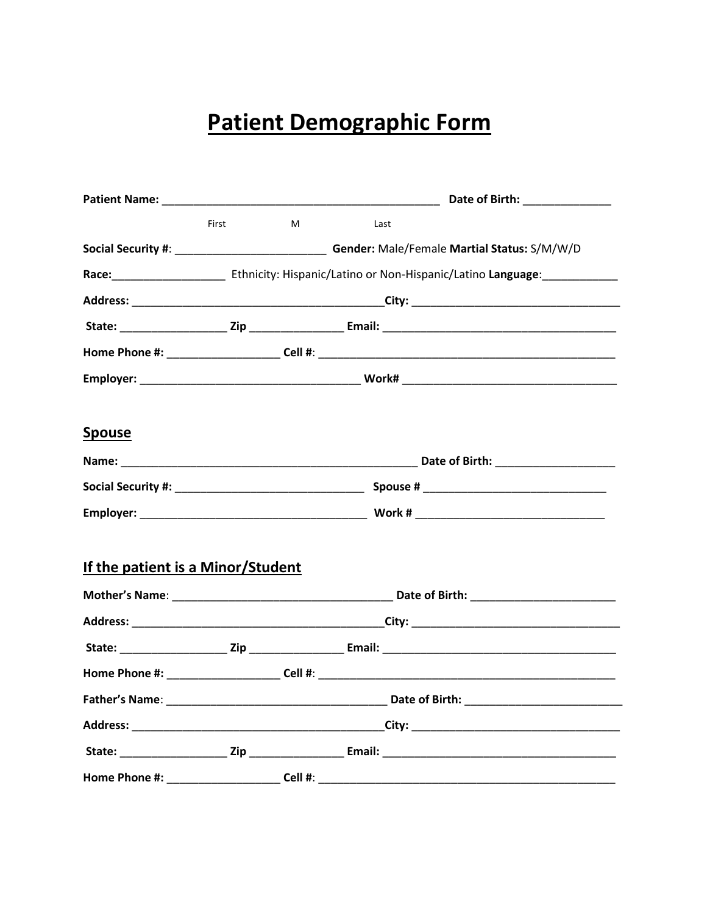# Patient Demographic Form

**Patient Name:** _____________________________________________ **Date of Birth:** ______________

First M Last

**Social Security #**: ________________________ **Gender:** Male/Female **Martial Status:** S/M/W/D

**Race:**__________________ Ethnicity: Hispanic/Latino or Non-Hispanic/Latino **Language**:____________

**Address:** _________________________________________**City:** __________________________________

**State:** _________________ **Zip** _______________ **Email:** ______________________________________

**Home Phone #:** __________________ **Cell #**: ________________________________________________

**Employer:** ___________________________________ **Work#** __________________________________

## Spouse

**Name:** _________________________________________________ **Date of Birth:** ___________________

**Social Security #:** ______________________________ **Spouse #** _____________________________

**Employer:** ____________________________________ **Work #** ______________________________

## If the patient is a Minor/Student

**Mother's Name**: ___________________________________ **Date of Birth:** _______________________

**Address:** _________________________________________**City:** __________________________________

**State:** _________________ **Zip** _______________ **Email:** ______________________________________

**Home Phone #:** __________________ **Cell #**: ________________________________________________

**Father's Name**: ____________________________________ **Date of Birth:** ________________________

**Address:** _________________________________________**City:** __________________________________

**State:** _________________ **Zip** _______________ **Email:** ______________________________________

**Home Phone #:** __________________ **Cell #**: ________________________________________________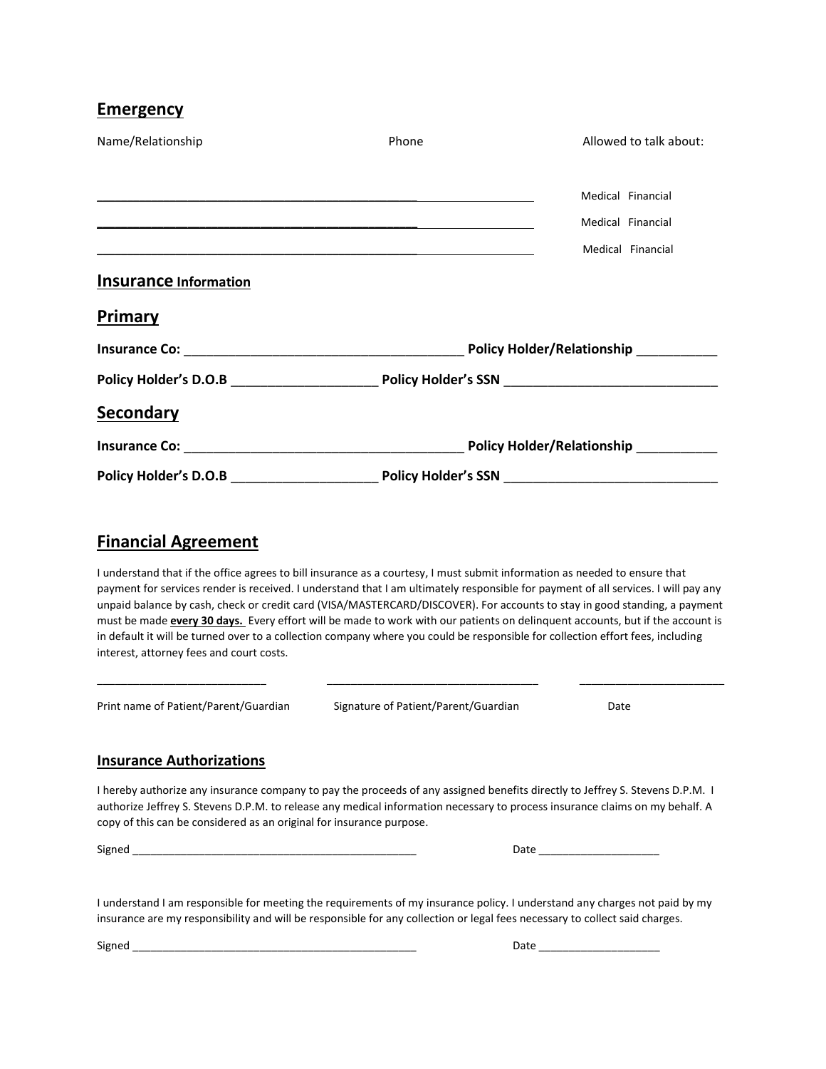## Emergency

| Name/Relationship | Phone | Allowed to talk about: |
|---|---|---|
| ______________________________ | ____________ | Medical Financial |
| ______________________________ | ____________ | Medical Financial |
| ______________________________ | ____________ | Medical Financial |

## Insurance Information

## Primary

**Insurance Co:** ______________________________ **Policy Holder/Relationship** ___________

**Policy Holder's D.O.B** ____________________ **Policy Holder's SSN** ______________________________

## Secondary

**Insurance Co:** ______________________________ **Policy Holder/Relationship** ___________

**Policy Holder's D.O.B** ____________________ **Policy Holder's SSN** ______________________________

## Financial Agreement

I understand that if the office agrees to bill insurance as a courtesy, I must submit information as needed to ensure that payment for services render is received. I understand that I am ultimately responsible for payment of all services. I will pay any unpaid balance by cash, check or credit card (VISA/MASTERCARD/DISCOVER). For accounts to stay in good standing, a payment must be made **every 30 days.** Every effort will be made to work with our patients on delinquent accounts, but if the account is in default it will be turned over to a collection company where you could be responsible for collection effort fees, including interest, attorney fees and court costs.

| ___________________________ | __________________________________ | _______________________ |
|---|---|---|
| Print name of Patient/Parent/Guardian | Signature of Patient/Parent/Guardian | Date |

### Insurance Authorizations

I hereby authorize any insurance company to pay the proceeds of any assigned benefits directly to Jeffrey S. Stevens D.P.M. I authorize Jeffrey S. Stevens D.P.M. to release any medical information necessary to process insurance claims on my behalf. A copy of this can be considered as an original for insurance purpose.

Signed ______________________________________________ Date ____________________

I understand I am responsible for meeting the requirements of my insurance policy. I understand any charges not paid by my insurance are my responsibility and will be responsible for any collection or legal fees necessary to collect said charges.

Signed ______________________________________________ Date ____________________